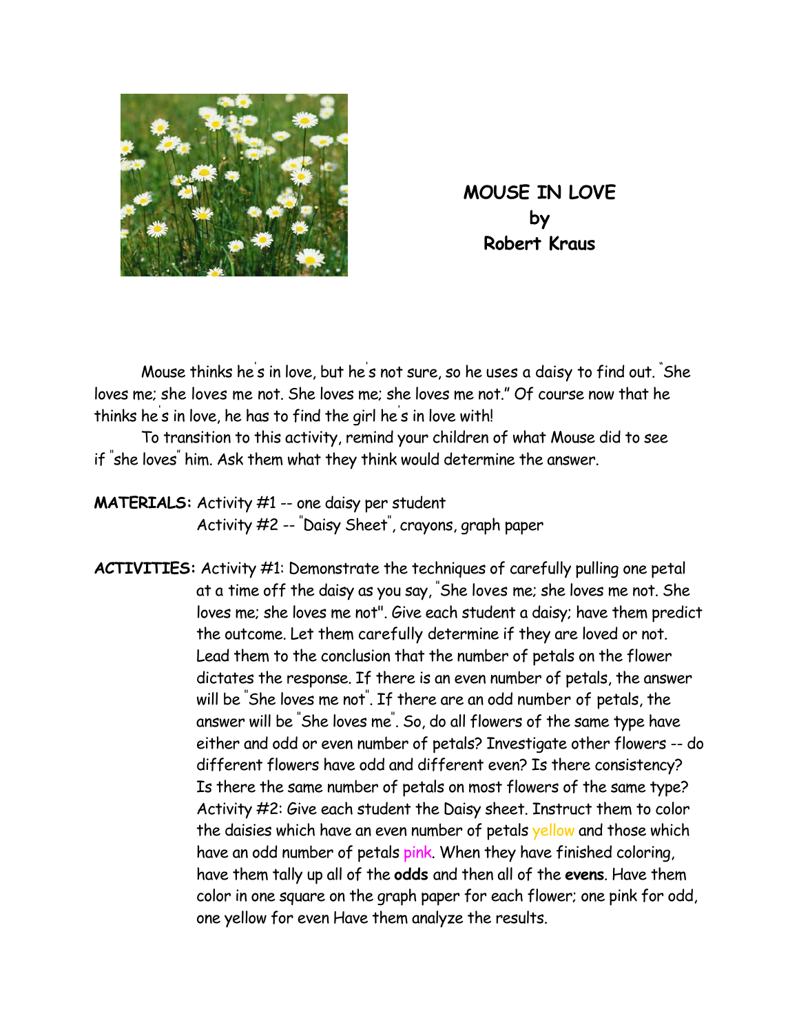# MOUSE IN LOVE
## by
## Robert Kraus

Mouse thinks he's in love, but he's not sure, so he uses a daisy to find out. "She loves me; she loves me not. She loves me; she loves me not." Of course now that he thinks he's in love, he has to find the girl he's in love with!

To transition to this activity, remind your children of what Mouse did to see if "she loves" him. Ask them what they think would determine the answer.

**MATERIALS:** Activity #1 -- one daisy per student
Activity #2 -- "Daisy Sheet", crayons, graph paper

**ACTIVITIES:** Activity #1: Demonstrate the techniques of carefully pulling one petal at a time off the daisy as you say, "She loves me; she loves me not. She loves me; she loves me not". Give each student a daisy; have them predict the outcome. Let them carefully determine if they are loved or not. Lead them to the conclusion that the number of petals on the flower dictates the response. If there is an even number of petals, the answer will be "She loves me not". If there are an odd number of petals, the answer will be "She loves me". So, do all flowers of the same type have either and odd or even number of petals? Investigate other flowers -- do different flowers have odd and different even? Is there consistency? Is there the same number of petals on most flowers of the same type?
Activity #2: Give each student the Daisy sheet. Instruct them to color the daisies which have an even number of petals yellow and those which have an odd number of petals pink. When they have finished coloring, have them tally up all of the **odds** and then all of the **evens**. Have them color in one square on the graph paper for each flower; one pink for odd, one yellow for even Have them analyze the results.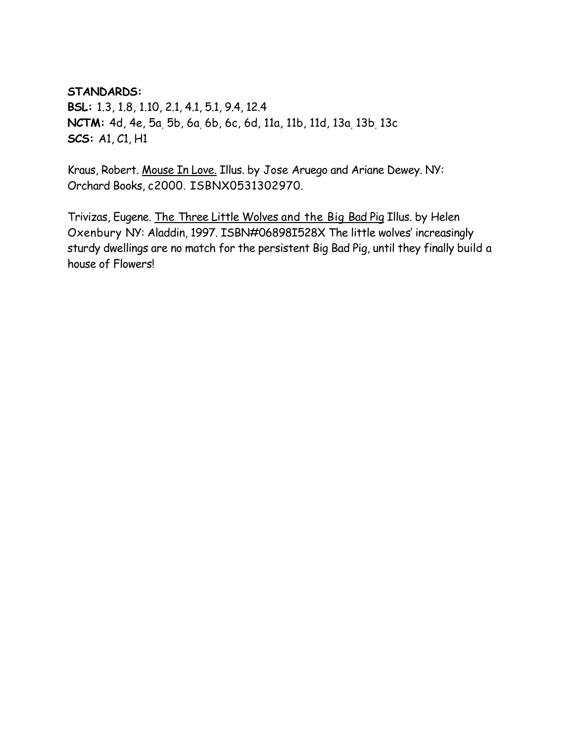**STANDARDS:**
**BSL:** 1.3, 1.8, 1.10, 2.1, 4.1, 5.1, 9.4, 12.4
**NCTM:** 4d, 4e, 5a, 5b, 6a, 6b, 6c, 6d, 11a, 11b, 11d, 13a, 13b, 13c
**SCS:** A1, C1, H1

Kraus, Robert. Mouse In Love. Illus. by Jose Aruego and Ariane Dewey. NY: Orchard Books, c2000. ISBNX0531302970.

Trivizas, Eugene. The Three Little Wolves and the Big Bad Pig Illus. by Helen Oxenbury NY: Aladdin, 1997. ISBN#06898I528X The little wolves' increasingly sturdy dwellings are no match for the persistent Big Bad Pig, until they finally build a house of Flowers!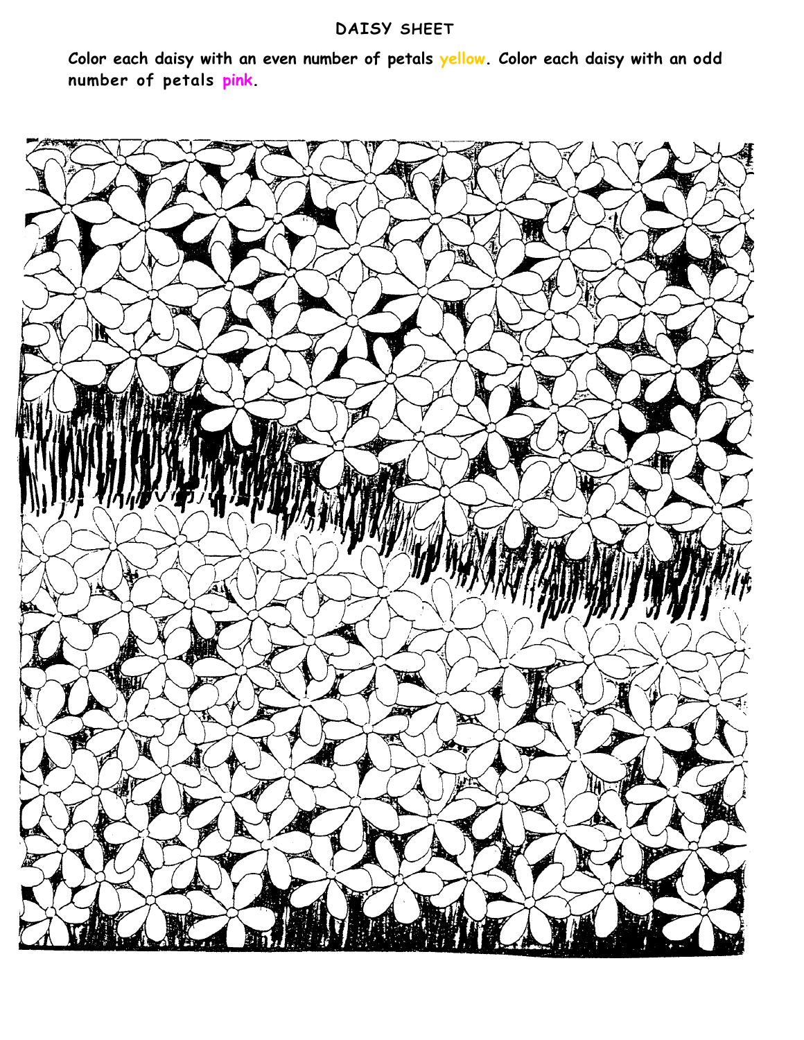# DAISY SHEET

**Color each daisy with an even number of petals yellow. Color each daisy with an odd number of petals pink.**